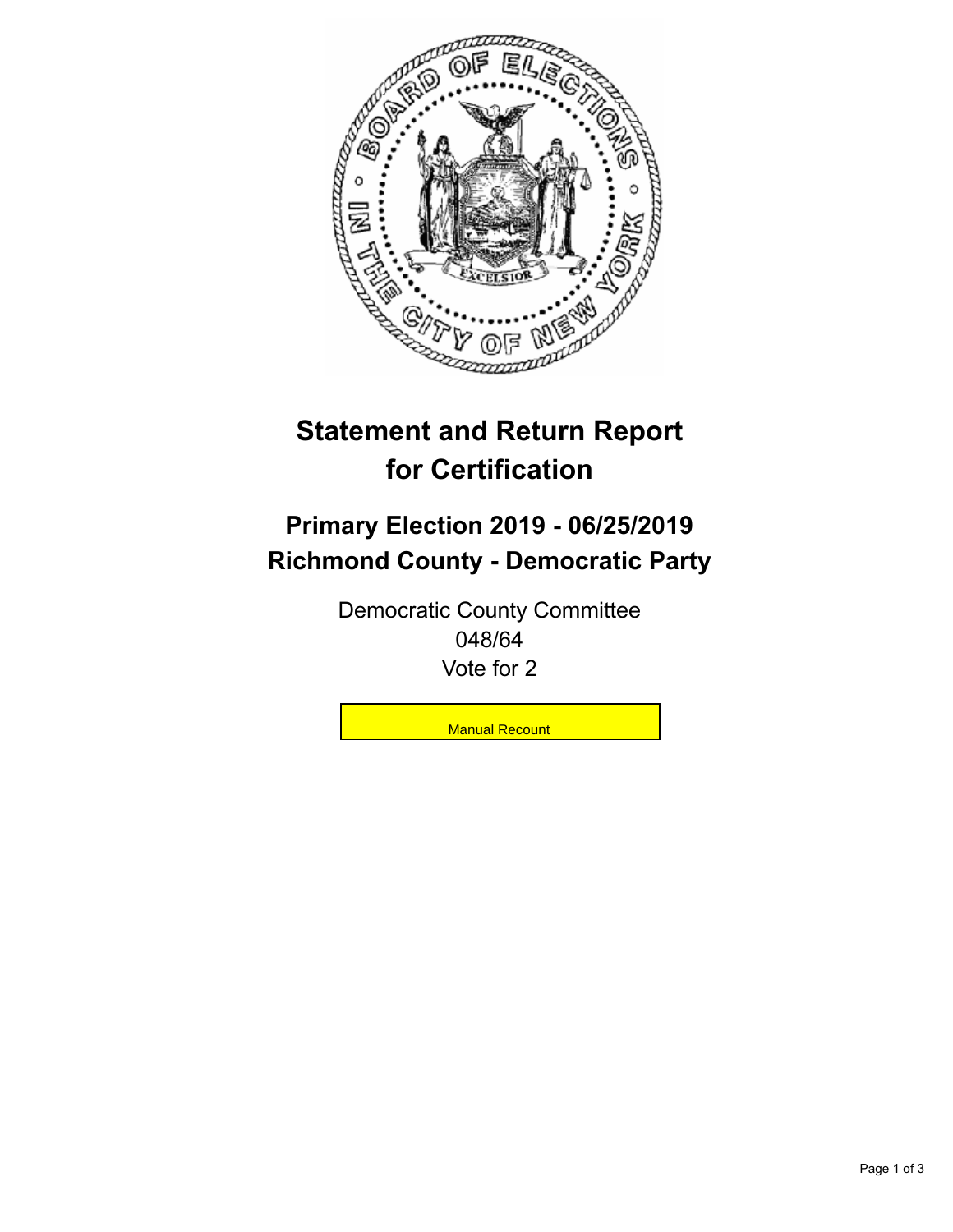# Statement and Return Report for Certification

## Primary Election 2019 - 06/25/2019
## Richmond County - Democratic Party

Democratic County Committee
048/64
Vote for 2

Manual Recount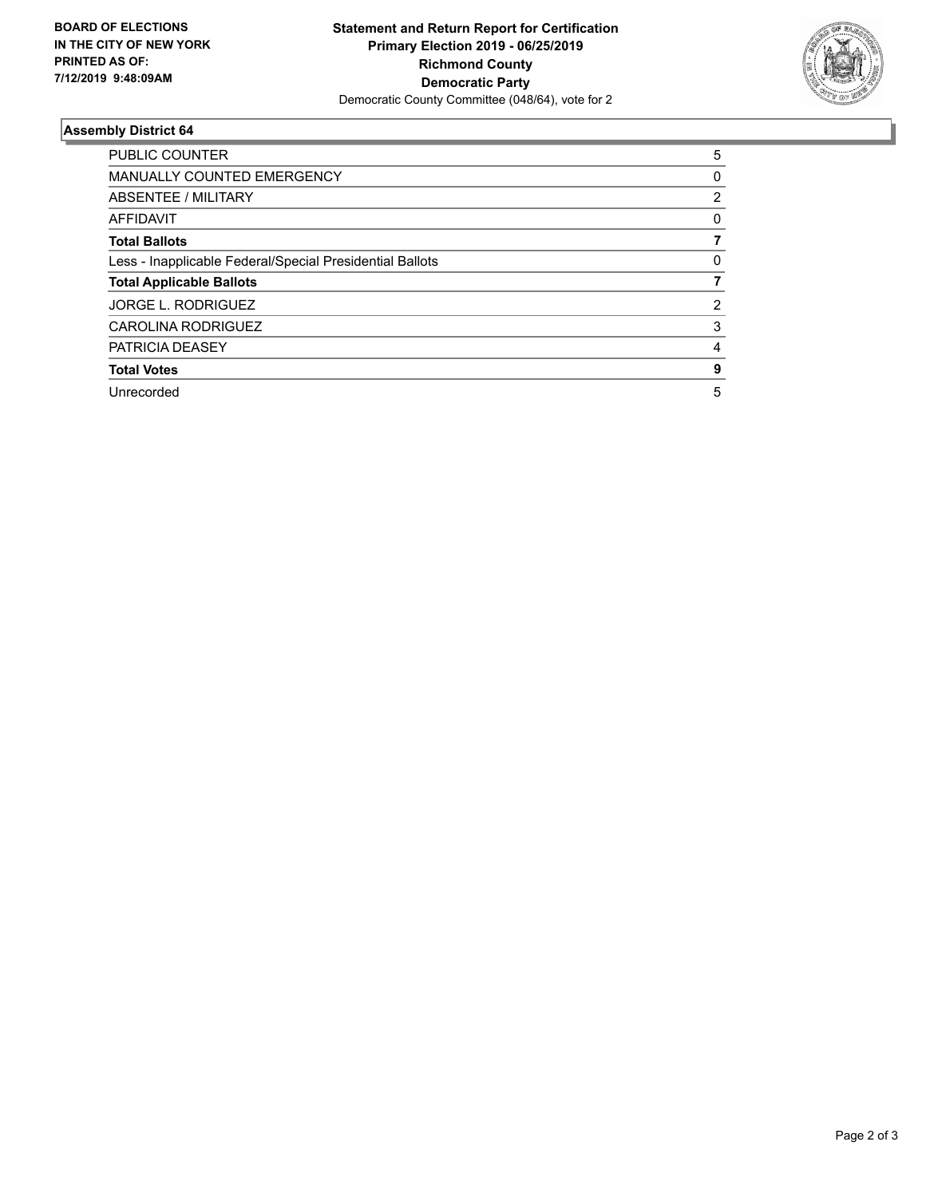**BOARD OF ELECTIONS IN THE CITY OF NEW YORK PRINTED AS OF: 7/12/2019 9:48:09AM**

**Statement and Return Report for Certification**
**Primary Election 2019 - 06/25/2019**
**Richmond County**
**Democratic Party**
Democratic County Committee (048/64), vote for 2

### Assembly District 64

| | |
|---|---|
| PUBLIC COUNTER | 5 |
| MANUALLY COUNTED EMERGENCY | 0 |
| ABSENTEE / MILITARY | 2 |
| AFFIDAVIT | 0 |
| **Total Ballots** | **7** |
| Less - Inapplicable Federal/Special Presidential Ballots | 0 |
| **Total Applicable Ballots** | **7** |
| JORGE L. RODRIGUEZ | 2 |
| CAROLINA RODRIGUEZ | 3 |
| PATRICIA DEASEY | 4 |
| **Total Votes** | **9** |
| Unrecorded | 5 |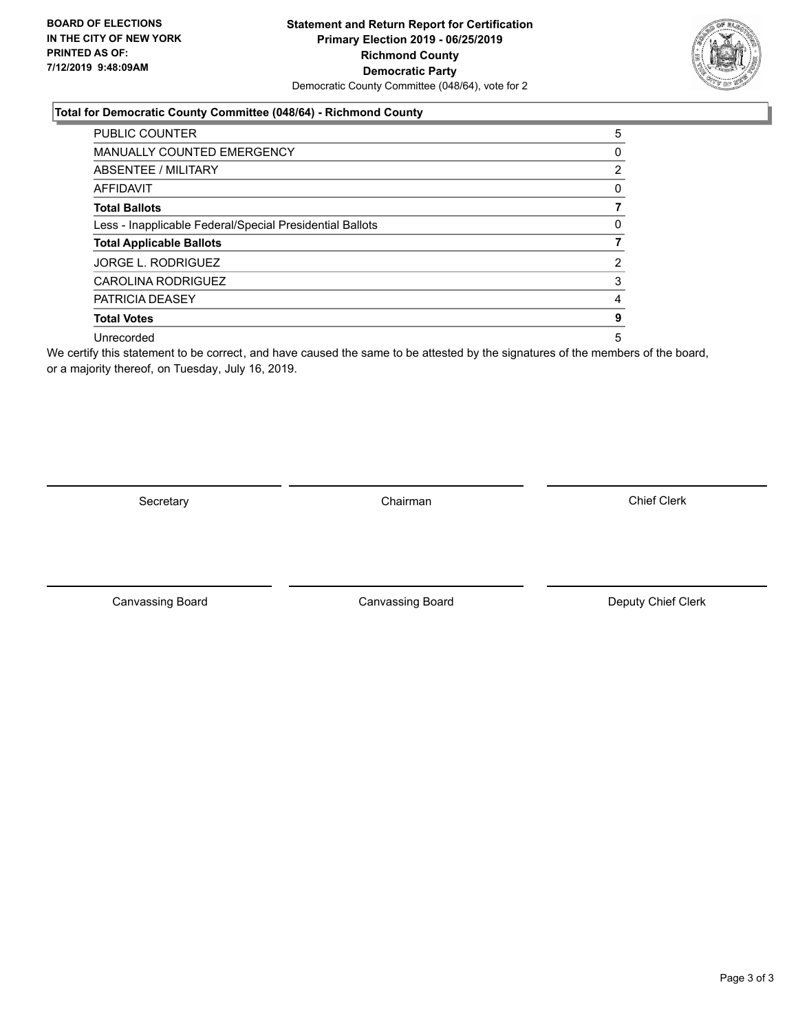**BOARD OF ELECTIONS IN THE CITY OF NEW YORK PRINTED AS OF: 7/12/2019 9:48:09AM**

**Statement and Return Report for Certification**
**Primary Election 2019 - 06/25/2019**
**Richmond County**
**Democratic Party**
Democratic County Committee (048/64), vote for 2

### Total for Democratic County Committee (048/64) - Richmond County

| | |
|---|---|
| PUBLIC COUNTER | 5 |
| MANUALLY COUNTED EMERGENCY | 0 |
| ABSENTEE / MILITARY | 2 |
| AFFIDAVIT | 0 |
| **Total Ballots** | **7** |
| Less - Inapplicable Federal/Special Presidential Ballots | 0 |
| **Total Applicable Ballots** | **7** |
| JORGE L. RODRIGUEZ | 2 |
| CAROLINA RODRIGUEZ | 3 |
| PATRICIA DEASEY | 4 |
| **Total Votes** | **9** |
| Unrecorded | 5 |

We certify this statement to be correct, and have caused the same to be attested by the signatures of the members of the board, or a majority thereof, on Tuesday, July 16, 2019.

Secretary

Chairman

Chief Clerk

Canvassing Board

Canvassing Board

Deputy Chief Clerk